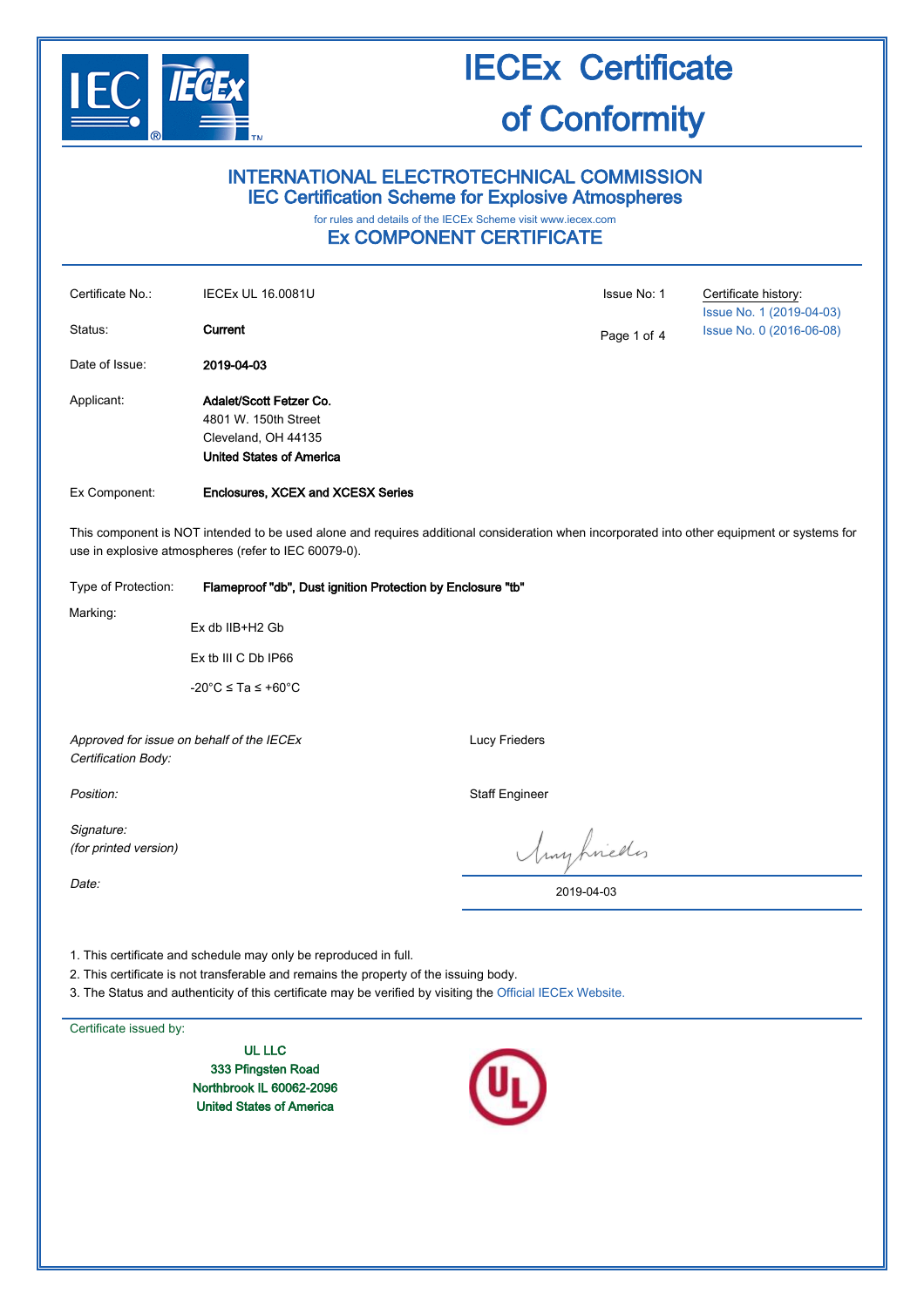# IECEx Certificate of Conformity

## INTERNATIONAL ELECTROTECHNICAL COMMISSION
## IEC Certification Scheme for Explosive Atmospheres

for rules and details of the IECEx Scheme visit www.iecex.com

## Ex COMPONENT CERTIFICATE

| | | | |
|---|---|---|---|
| Certificate No.: | IECEx UL 16.0081U | Issue No: 1 | Certificate history: Issue No. 1 (2019-04-03) Issue No. 0 (2016-06-08) |
| Status: | **Current** | | |
| Date of Issue: | **2019-04-03** | | |
| Applicant: | **Adalet/Scott Fetzer Co.** 4801 W. 150th Street Cleveland, OH 44135 **United States of America** | | |
| Ex Component: | **Enclosures, XCEX and XCESX Series** | | |

This component is NOT intended to be used alone and requires additional consideration when incorporated into other equipment or systems for use in explosive atmospheres (refer to IEC 60079-0).

Type of Protection: **Flameproof "db", Dust ignition Protection by Enclosure "tb"**

Marking:

Ex db IIB+H2 Gb

Ex tb III C Db IP66

-20°C ≤ Ta ≤ +60°C

*Approved for issue on behalf of the IECEx Certification Body:* Lucy Frieders

*Position:* Staff Engineer

*Signature: (for printed version)*

*Date:* 2019-04-03

1. This certificate and schedule may only be reproduced in full.
2. This certificate is not transferable and remains the property of the issuing body.
3. The Status and authenticity of this certificate may be verified by visiting the Official IECEx Website.

Certificate issued by:

**UL LLC**
**333 Pfingsten Road**
**Northbrook IL 60062-2096**
**United States of America**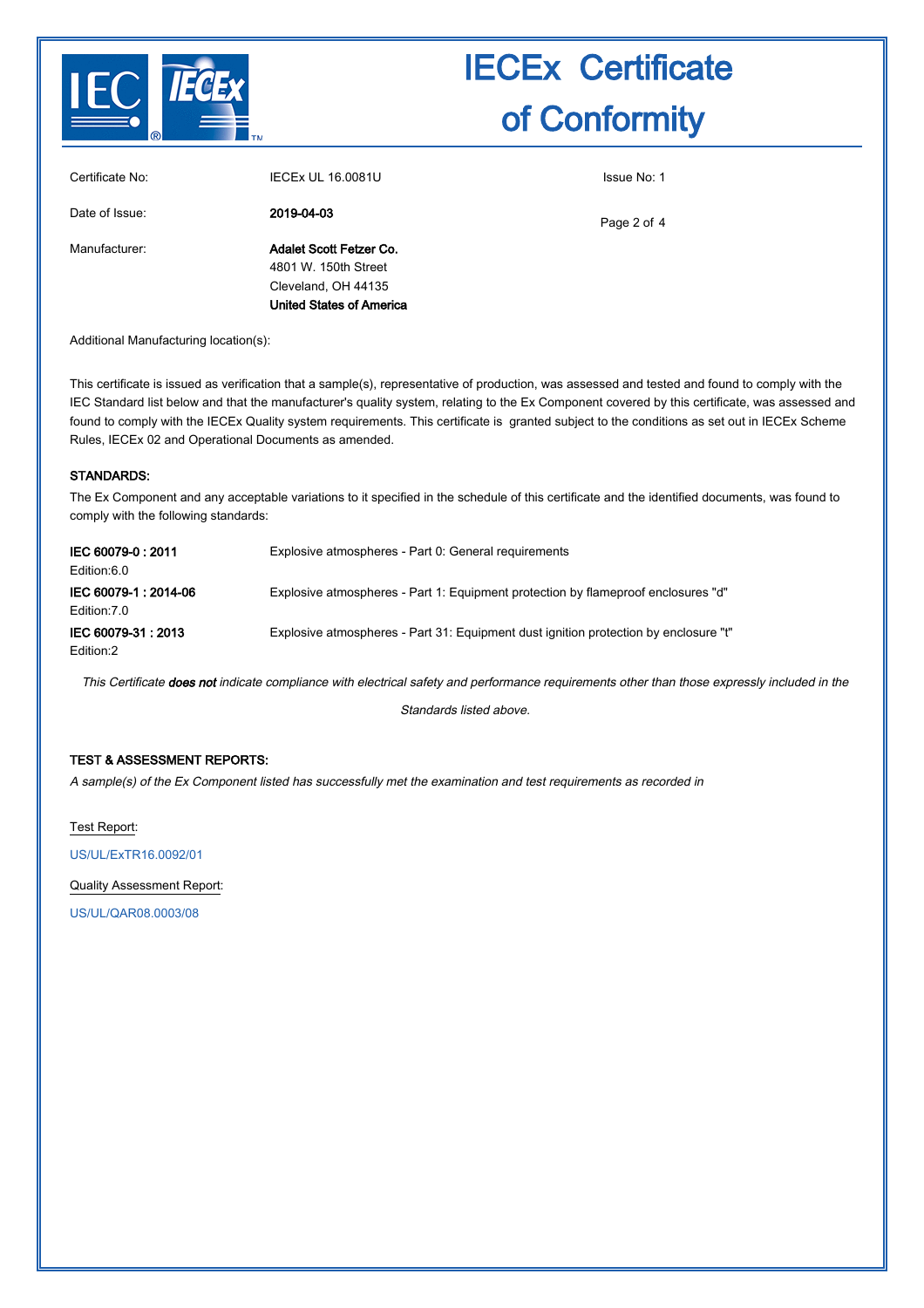# IECEx Certificate of Conformity

| | | |
|---|---|---|
| Certificate No: | IECEx UL 16.0081U | Issue No: 1 |
| Date of Issue: | 2019-04-03 | |
| Manufacturer: | **Adalet Scott Fetzer Co.**<br>4801 W. 150th Street<br>Cleveland, OH 44135<br>**United States of America** | |

Additional Manufacturing location(s):

This certificate is issued as verification that a sample(s), representative of production, was assessed and tested and found to comply with the IEC Standard list below and that the manufacturer's quality system, relating to the Ex Component covered by this certificate, was assessed and found to comply with the IECEx Quality system requirements. This certificate is granted subject to the conditions as set out in IECEx Scheme Rules, IECEx 02 and Operational Documents as amended.

## STANDARDS:

The Ex Component and any acceptable variations to it specified in the schedule of this certificate and the identified documents, was found to comply with the following standards:

| | |
|---|---|
| **IEC 60079-0 : 2011**<br>Edition:6.0 | Explosive atmospheres - Part 0: General requirements |
| **IEC 60079-1 : 2014-06**<br>Edition:7.0 | Explosive atmospheres - Part 1: Equipment protection by flameproof enclosures "d" |
| **IEC 60079-31 : 2013**<br>Edition:2 | Explosive atmospheres - Part 31: Equipment dust ignition protection by enclosure "t" |

*This Certificate **does not** indicate compliance with electrical safety and performance requirements other than those expressly included in the Standards listed above.*

## TEST & ASSESSMENT REPORTS:

*A sample(s) of the Ex Component listed has successfully met the examination and test requirements as recorded in*

Test Report:

US/UL/ExTR16.0092/01

Quality Assessment Report:

US/UL/QAR08.0003/08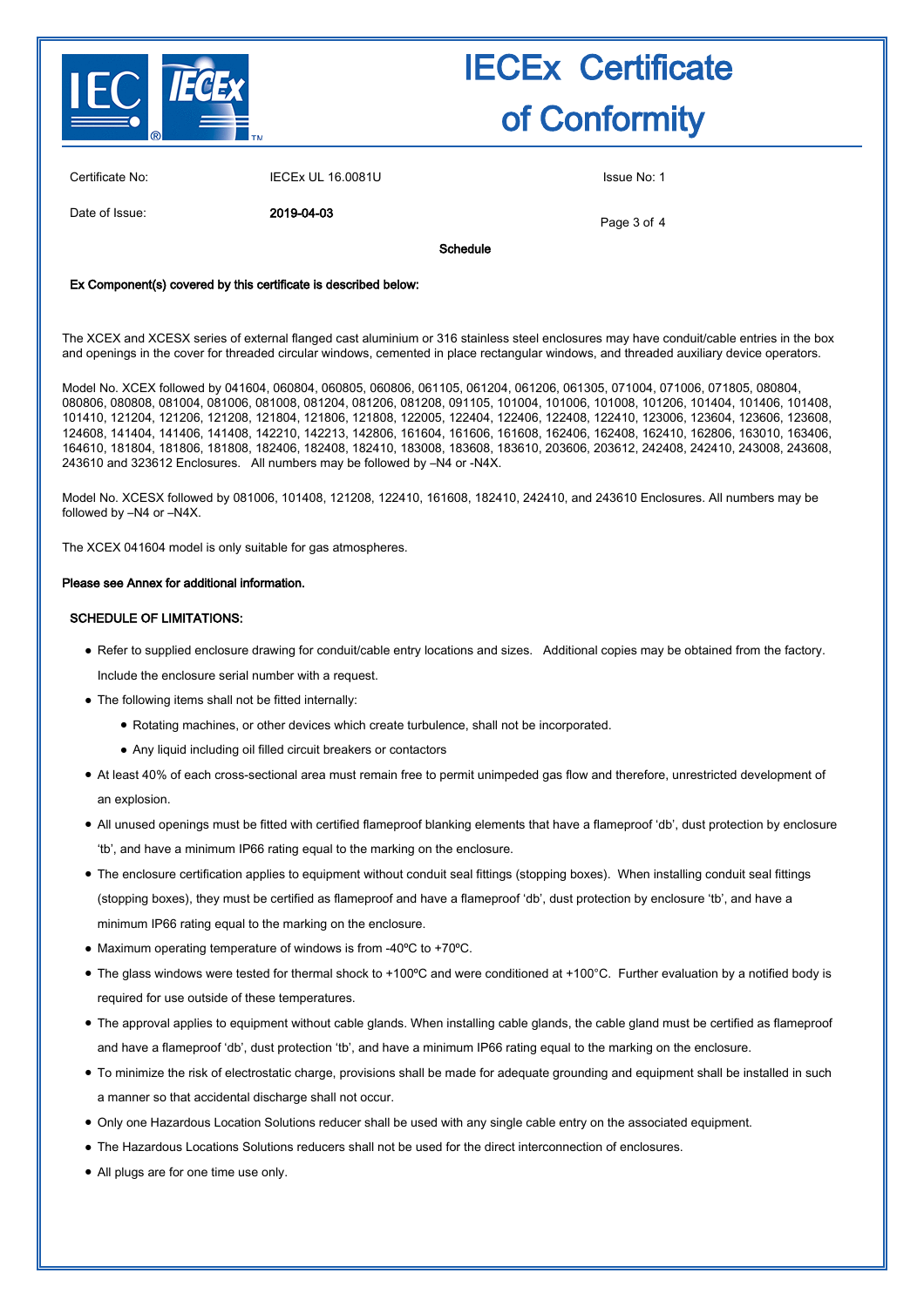# IECEx Certificate of Conformity

Certificate No: IECEx UL 16.0081U

Issue No: 1

Date of Issue: **2019-04-03**

**Schedule**

**Ex Component(s) covered by this certificate is described below:**

The XCEX and XCESX series of external flanged cast aluminium or 316 stainless steel enclosures may have conduit/cable entries in the box and openings in the cover for threaded circular windows, cemented in place rectangular windows, and threaded auxiliary device operators.

Model No. XCEX followed by 041604, 060804, 060805, 060806, 061105, 061204, 061206, 061305, 071004, 071006, 071805, 080804, 080806, 080808, 081004, 081006, 081008, 081204, 081206, 081208, 091105, 101004, 101006, 101008, 101206, 101404, 101406, 101408, 101410, 121204, 121206, 121208, 121804, 121806, 121808, 122005, 122404, 122406, 122408, 122410, 123006, 123604, 123606, 123608, 124608, 141404, 141406, 141408, 142210, 142213, 142806, 161604, 161606, 161608, 162406, 162408, 162410, 162806, 163010, 163406, 164610, 181804, 181806, 181808, 182406, 182408, 182410, 183008, 183608, 183610, 203606, 203612, 242408, 242410, 243008, 243608, 243610 and 323612 Enclosures. All numbers may be followed by –N4 or -N4X.

Model No. XCESX followed by 081006, 101408, 121208, 122410, 161608, 182410, 242410, and 243610 Enclosures. All numbers may be followed by –N4 or –N4X.

The XCEX 041604 model is only suitable for gas atmospheres.

**Please see Annex for additional information.**

**SCHEDULE OF LIMITATIONS:**

- Refer to supplied enclosure drawing for conduit/cable entry locations and sizes. Additional copies may be obtained from the factory. Include the enclosure serial number with a request.
- The following items shall not be fitted internally:
  - Rotating machines, or other devices which create turbulence, shall not be incorporated.
  - Any liquid including oil filled circuit breakers or contactors
- At least 40% of each cross-sectional area must remain free to permit unimpeded gas flow and therefore, unrestricted development of an explosion.
- All unused openings must be fitted with certified flameproof blanking elements that have a flameproof 'db', dust protection by enclosure 'tb', and have a minimum IP66 rating equal to the marking on the enclosure.
- The enclosure certification applies to equipment without conduit seal fittings (stopping boxes). When installing conduit seal fittings (stopping boxes), they must be certified as flameproof and have a flameproof 'db', dust protection by enclosure 'tb', and have a minimum IP66 rating equal to the marking on the enclosure.
- Maximum operating temperature of windows is from -40ºC to +70ºC.
- The glass windows were tested for thermal shock to +100ºC and were conditioned at +100°C. Further evaluation by a notified body is required for use outside of these temperatures.
- The approval applies to equipment without cable glands. When installing cable glands, the cable gland must be certified as flameproof and have a flameproof 'db', dust protection 'tb', and have a minimum IP66 rating equal to the marking on the enclosure.
- To minimize the risk of electrostatic charge, provisions shall be made for adequate grounding and equipment shall be installed in such a manner so that accidental discharge shall not occur.
- Only one Hazardous Location Solutions reducer shall be used with any single cable entry on the associated equipment.
- The Hazardous Locations Solutions reducers shall not be used for the direct interconnection of enclosures.
- All plugs are for one time use only.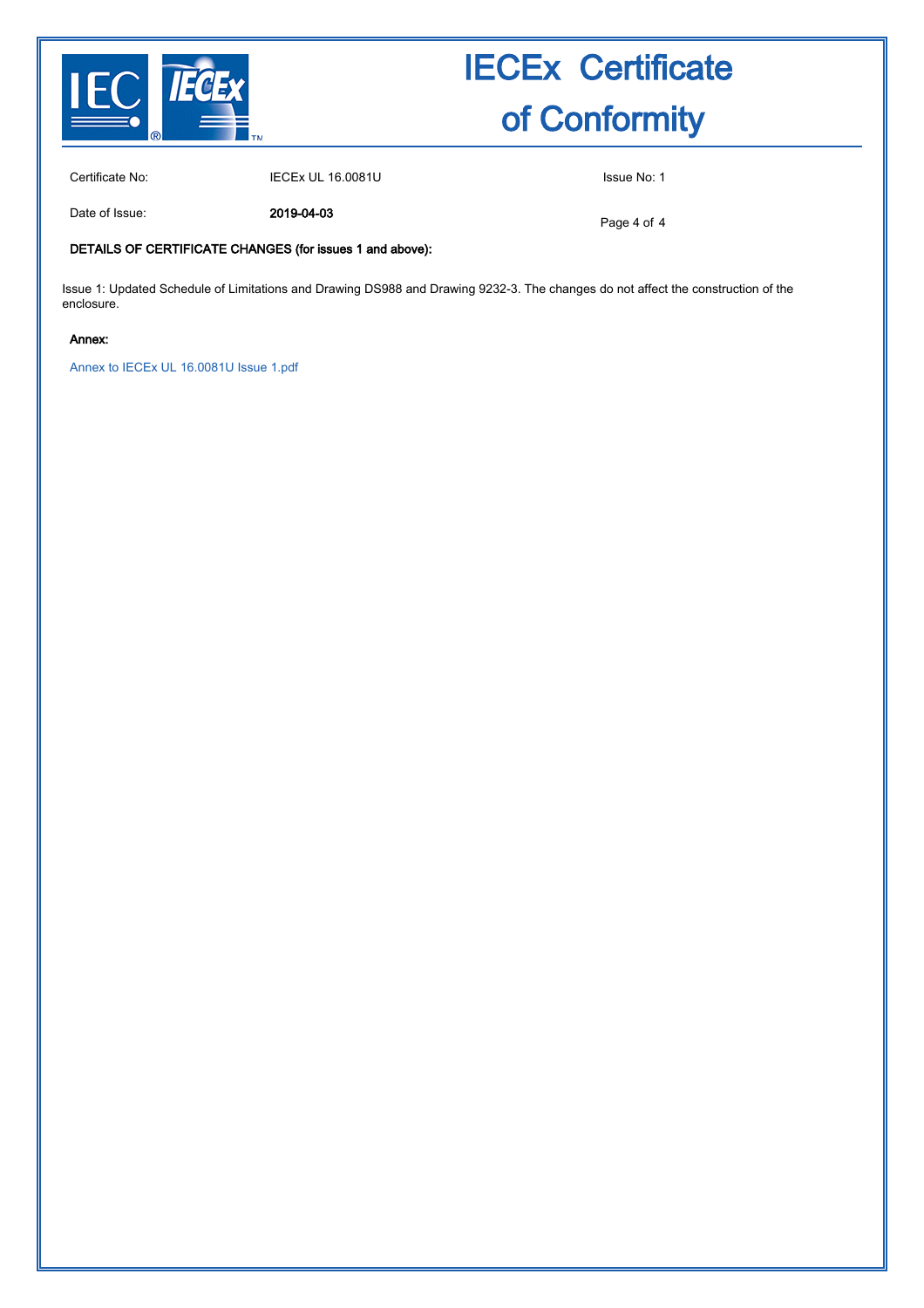# IECEx Certificate of Conformity

Certificate No: IECEx UL 16.0081U

Issue No: 1

Date of Issue: **2019-04-03**

**DETAILS OF CERTIFICATE CHANGES (for issues 1 and above):**

Issue 1: Updated Schedule of Limitations and Drawing DS988 and Drawing 9232-3. The changes do not affect the construction of the enclosure.

**Annex:**

Annex to IECEx UL 16.0081U Issue 1.pdf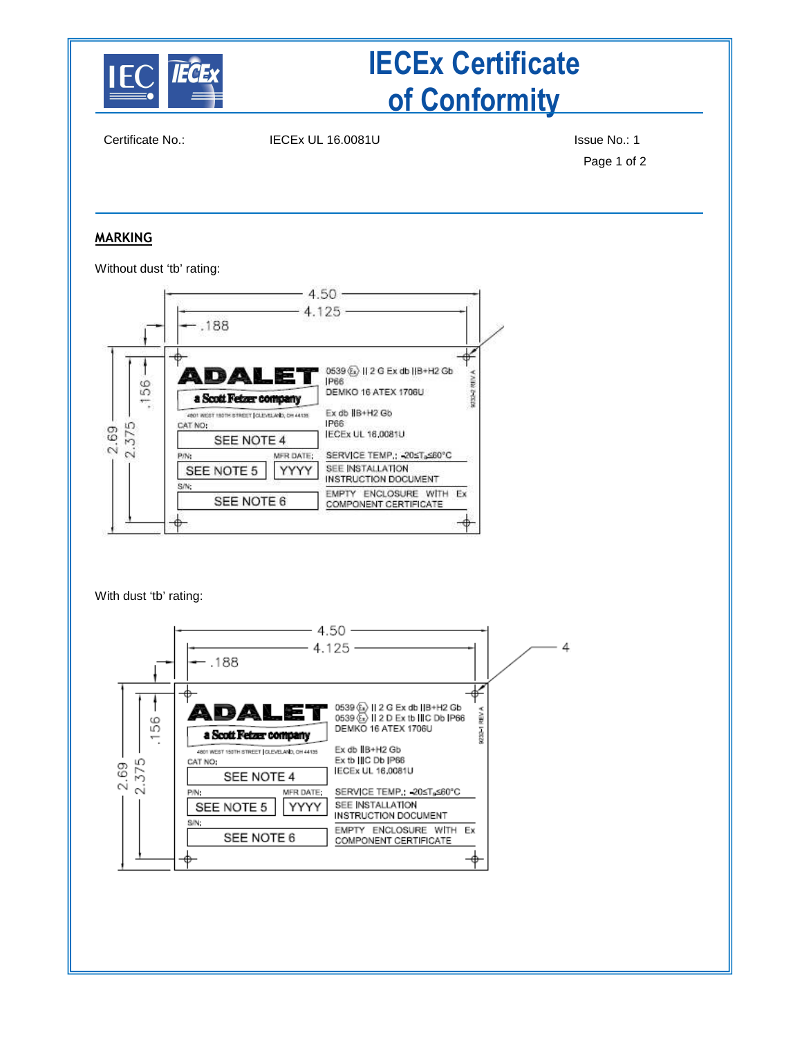# IECEx Certificate of Conformity

Certificate No.: IECEx UL 16.0081U

Issue No.: 1

## MARKING

Without dust 'tb' rating:

4.50

4.125

.188

.156

2.69

2.375

ADALET

a Scott Fetzer company

4801 WEST 150TH STREET | CLEVELAND, OH 44135

CAT NO:

SEE NOTE 4

P/N: MFR DATE:

SEE NOTE 5 YYYY

S/N:

SEE NOTE 6

0539 Ex II 2 G Ex db IIB+H2 Gb
IP66
DEMKO 16 ATEX 1706U

Ex db IIB+H2 Gb
IP66
IECEx UL 16.0081U

SERVICE TEMP.: $-20 \leq T_a \leq 60°C$

SEE INSTALLATION INSTRUCTION DOCUMENT

EMPTY ENCLOSURE WITH Ex COMPONENT CERTIFICATE

9232-2 REV A

With dust 'tb' rating:

4.50

4.125

.188

.156

2.69

2.375

4

ADALET

a Scott Fetzer company

4801 WEST 150TH STREET | CLEVELAND, OH 44135

CAT NO:

SEE NOTE 4

P/N: MFR DATE:

SEE NOTE 5 YYYY

S/N:

SEE NOTE 6

0539 Ex II 2 G Ex db IIB+H2 Gb
0539 Ex II 2 D Ex tb IIIC Db IP66
DEMKO 16 ATEX 1706U

Ex db IIB+H2 Gb
Ex tb IIIC Db IP66
IECEx UL 16.0081U

SERVICE TEMP.: $-20 \leq T_a \leq 60°C$

SEE INSTALLATION INSTRUCTION DOCUMENT

EMPTY ENCLOSURE WITH Ex COMPONENT CERTIFICATE

9232-1 REV A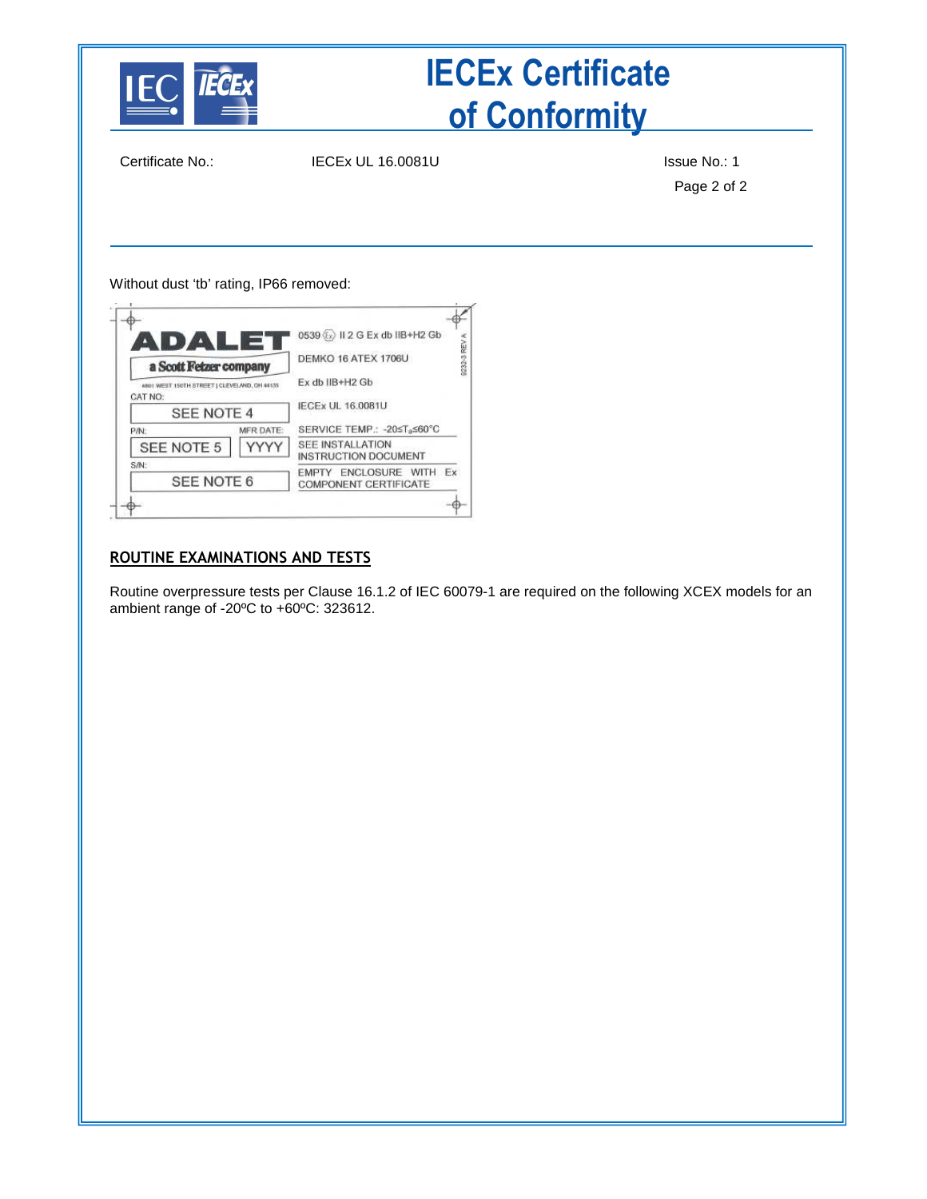Certificate No.: IECEx UL 16.0081U

Issue No.: 1

Without dust 'tb' rating, IP66 removed:

ADALET

a Scott Fetzer company

4801 WEST 150TH STREET | CLEVELAND, OH 44135

CAT NO: SEE NOTE 4

P/N: SEE NOTE 5

MFR DATE: YYYY

S/N: SEE NOTE 6

0539 Ex II 2 G Ex db IIB+H2 Gb

DEMKO 16 ATEX 1706U

Ex db IIB+H2 Gb

IECEx UL 16.0081U

SERVICE TEMP.: -20≤$T_a$≤60°C

SEE INSTALLATION INSTRUCTION DOCUMENT

EMPTY ENCLOSURE WITH Ex COMPONENT CERTIFICATE

9232-3 REV A

## ROUTINE EXAMINATIONS AND TESTS

Routine overpressure tests per Clause 16.1.2 of IEC 60079-1 are required on the following XCEX models for an ambient range of -20ºC to +60ºC: 323612.